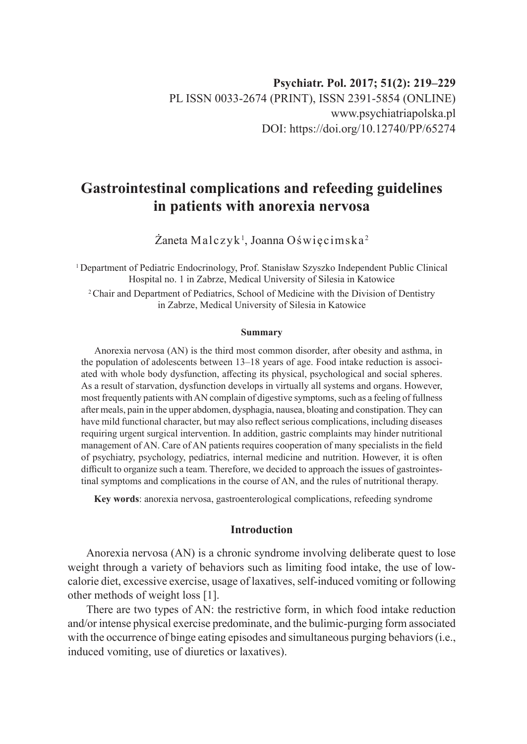Psychiatr. Pol. 2017; 51(2): 219–229

PL ISSN 0033-2674 (PRINT), ISSN 2391-5854 (ONLINE)

www.psychiatriapolska.pl

DOI: https://doi.org/10.12740/PP/65274

# Gastrointestinal complications and refeeding guidelines in patients with anorexia nervosa

Żaneta Malczyk[1], Joanna Oświęcimska[2]

[1] Department of Pediatric Endocrinology, Prof. Stanisław Szyszko Independent Public Clinical Hospital no. 1 in Zabrze, Medical University of Silesia in Katowice

[2] Chair and Department of Pediatrics, School of Medicine with the Division of Dentistry in Zabrze, Medical University of Silesia in Katowice

### Summary

Anorexia nervosa (AN) is the third most common disorder, after obesity and asthma, in the population of adolescents between 13–18 years of age. Food intake reduction is associated with whole body dysfunction, affecting its physical, psychological and social spheres. As a result of starvation, dysfunction develops in virtually all systems and organs. However, most frequently patients with AN complain of digestive symptoms, such as a feeling of fullness after meals, pain in the upper abdomen, dysphagia, nausea, bloating and constipation. They can have mild functional character, but may also reflect serious complications, including diseases requiring urgent surgical intervention. In addition, gastric complaints may hinder nutritional management of AN. Care of AN patients requires cooperation of many specialists in the field of psychiatry, psychology, pediatrics, internal medicine and nutrition. However, it is often difficult to organize such a team. Therefore, we decided to approach the issues of gastrointestinal symptoms and complications in the course of AN, and the rules of nutritional therapy.

**Key words**: anorexia nervosa, gastroenterological complications, refeeding syndrome

## Introduction

Anorexia nervosa (AN) is a chronic syndrome involving deliberate quest to lose weight through a variety of behaviors such as limiting food intake, the use of low-calorie diet, excessive exercise, usage of laxatives, self-induced vomiting or following other methods of weight loss [1].

There are two types of AN: the restrictive form, in which food intake reduction and/or intense physical exercise predominate, and the bulimic-purging form associated with the occurrence of binge eating episodes and simultaneous purging behaviors (i.e., induced vomiting, use of diuretics or laxatives).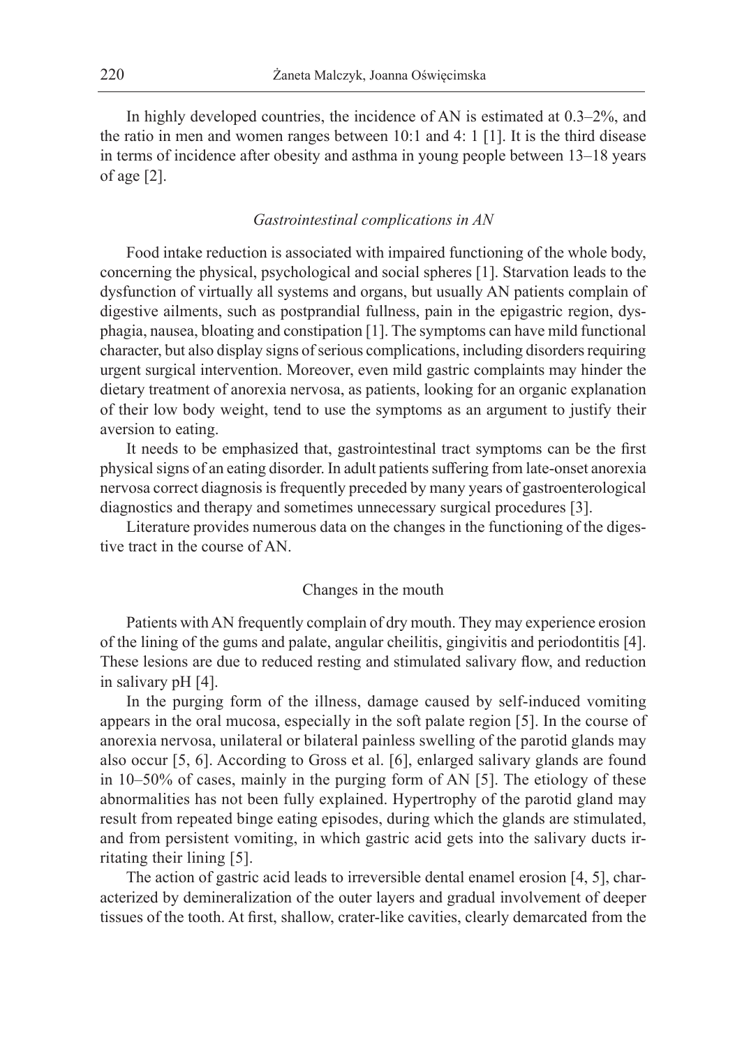In highly developed countries, the incidence of AN is estimated at 0.3–2%, and the ratio in men and women ranges between 10:1 and 4: 1 [1]. It is the third disease in terms of incidence after obesity and asthma in young people between 13–18 years of age [2].

### *Gastrointestinal complications in AN*

Food intake reduction is associated with impaired functioning of the whole body, concerning the physical, psychological and social spheres [1]. Starvation leads to the dysfunction of virtually all systems and organs, but usually AN patients complain of digestive ailments, such as postprandial fullness, pain in the epigastric region, dysphagia, nausea, bloating and constipation [1]. The symptoms can have mild functional character, but also display signs of serious complications, including disorders requiring urgent surgical intervention. Moreover, even mild gastric complaints may hinder the dietary treatment of anorexia nervosa, as patients, looking for an organic explanation of their low body weight, tend to use the symptoms as an argument to justify their aversion to eating.

It needs to be emphasized that, gastrointestinal tract symptoms can be the first physical signs of an eating disorder. In adult patients suffering from late-onset anorexia nervosa correct diagnosis is frequently preceded by many years of gastroenterological diagnostics and therapy and sometimes unnecessary surgical procedures [3].

Literature provides numerous data on the changes in the functioning of the digestive tract in the course of AN.

#### Changes in the mouth

Patients with AN frequently complain of dry mouth. They may experience erosion of the lining of the gums and palate, angular cheilitis, gingivitis and periodontitis [4]. These lesions are due to reduced resting and stimulated salivary flow, and reduction in salivary pH [4].

In the purging form of the illness, damage caused by self-induced vomiting appears in the oral mucosa, especially in the soft palate region [5]. In the course of anorexia nervosa, unilateral or bilateral painless swelling of the parotid glands may also occur [5, 6]. According to Gross et al. [6], enlarged salivary glands are found in 10–50% of cases, mainly in the purging form of AN [5]. The etiology of these abnormalities has not been fully explained. Hypertrophy of the parotid gland may result from repeated binge eating episodes, during which the glands are stimulated, and from persistent vomiting, in which gastric acid gets into the salivary ducts irritating their lining [5].

The action of gastric acid leads to irreversible dental enamel erosion [4, 5], characterized by demineralization of the outer layers and gradual involvement of deeper tissues of the tooth. At first, shallow, crater-like cavities, clearly demarcated from the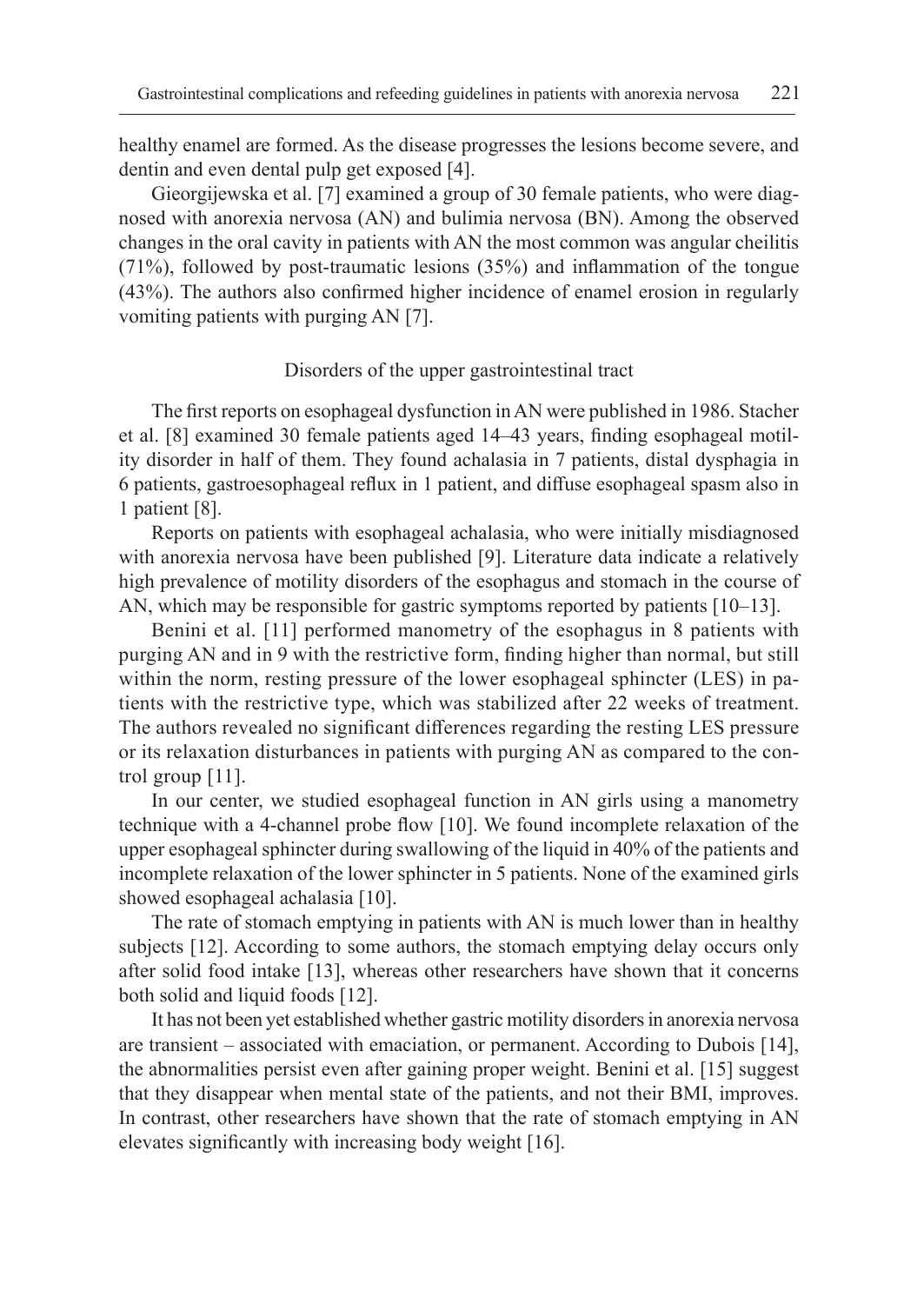healthy enamel are formed. As the disease progresses the lesions become severe, and dentin and even dental pulp get exposed [4].

Gieorgijewska et al. [7] examined a group of 30 female patients, who were diagnosed with anorexia nervosa (AN) and bulimia nervosa (BN). Among the observed changes in the oral cavity in patients with AN the most common was angular cheilitis (71%), followed by post-traumatic lesions (35%) and inflammation of the tongue (43%). The authors also confirmed higher incidence of enamel erosion in regularly vomiting patients with purging AN [7].

## Disorders of the upper gastrointestinal tract

The first reports on esophageal dysfunction in AN were published in 1986. Stacher et al. [8] examined 30 female patients aged 14–43 years, finding esophageal motility disorder in half of them. They found achalasia in 7 patients, distal dysphagia in 6 patients, gastroesophageal reflux in 1 patient, and diffuse esophageal spasm also in 1 patient [8].

Reports on patients with esophageal achalasia, who were initially misdiagnosed with anorexia nervosa have been published [9]. Literature data indicate a relatively high prevalence of motility disorders of the esophagus and stomach in the course of AN, which may be responsible for gastric symptoms reported by patients [10–13].

Benini et al. [11] performed manometry of the esophagus in 8 patients with purging AN and in 9 with the restrictive form, finding higher than normal, but still within the norm, resting pressure of the lower esophageal sphincter (LES) in patients with the restrictive type, which was stabilized after 22 weeks of treatment. The authors revealed no significant differences regarding the resting LES pressure or its relaxation disturbances in patients with purging AN as compared to the control group [11].

In our center, we studied esophageal function in AN girls using a manometry technique with a 4-channel probe flow [10]. We found incomplete relaxation of the upper esophageal sphincter during swallowing of the liquid in 40% of the patients and incomplete relaxation of the lower sphincter in 5 patients. None of the examined girls showed esophageal achalasia [10].

The rate of stomach emptying in patients with AN is much lower than in healthy subjects [12]. According to some authors, the stomach emptying delay occurs only after solid food intake [13], whereas other researchers have shown that it concerns both solid and liquid foods [12].

It has not been yet established whether gastric motility disorders in anorexia nervosa are transient – associated with emaciation, or permanent. According to Dubois [14], the abnormalities persist even after gaining proper weight. Benini et al. [15] suggest that they disappear when mental state of the patients, and not their BMI, improves. In contrast, other researchers have shown that the rate of stomach emptying in AN elevates significantly with increasing body weight [16].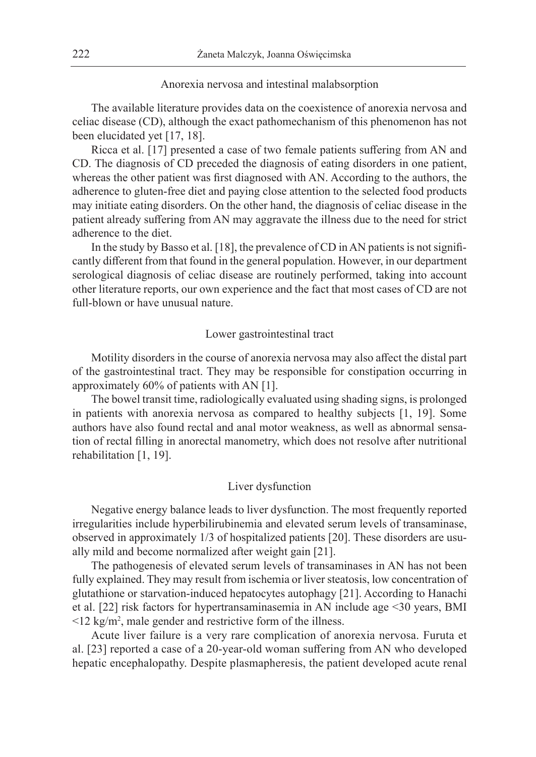## Anorexia nervosa and intestinal malabsorption

The available literature provides data on the coexistence of anorexia nervosa and celiac disease (CD), although the exact pathomechanism of this phenomenon has not been elucidated yet [17, 18].

Ricca et al. [17] presented a case of two female patients suffering from AN and CD. The diagnosis of CD preceded the diagnosis of eating disorders in one patient, whereas the other patient was first diagnosed with AN. According to the authors, the adherence to gluten-free diet and paying close attention to the selected food products may initiate eating disorders. On the other hand, the diagnosis of celiac disease in the patient already suffering from AN may aggravate the illness due to the need for strict adherence to the diet.

In the study by Basso et al. [18], the prevalence of CD in AN patients is not significantly different from that found in the general population. However, in our department serological diagnosis of celiac disease are routinely performed, taking into account other literature reports, our own experience and the fact that most cases of CD are not full-blown or have unusual nature.

## Lower gastrointestinal tract

Motility disorders in the course of anorexia nervosa may also affect the distal part of the gastrointestinal tract. They may be responsible for constipation occurring in approximately 60% of patients with AN [1].

The bowel transit time, radiologically evaluated using shading signs, is prolonged in patients with anorexia nervosa as compared to healthy subjects [1, 19]. Some authors have also found rectal and anal motor weakness, as well as abnormal sensation of rectal filling in anorectal manometry, which does not resolve after nutritional rehabilitation [1, 19].

## Liver dysfunction

Negative energy balance leads to liver dysfunction. The most frequently reported irregularities include hyperbilirubinemia and elevated serum levels of transaminase, observed in approximately 1/3 of hospitalized patients [20]. These disorders are usually mild and become normalized after weight gain [21].

The pathogenesis of elevated serum levels of transaminases in AN has not been fully explained. They may result from ischemia or liver steatosis, low concentration of glutathione or starvation-induced hepatocytes autophagy [21]. According to Hanachi et al. [22] risk factors for hypertransaminasemia in AN include age <30 years, BMI <12 kg/m$^2$, male gender and restrictive form of the illness.

Acute liver failure is a very rare complication of anorexia nervosa. Furuta et al. [23] reported a case of a 20-year-old woman suffering from AN who developed hepatic encephalopathy. Despite plasmapheresis, the patient developed acute renal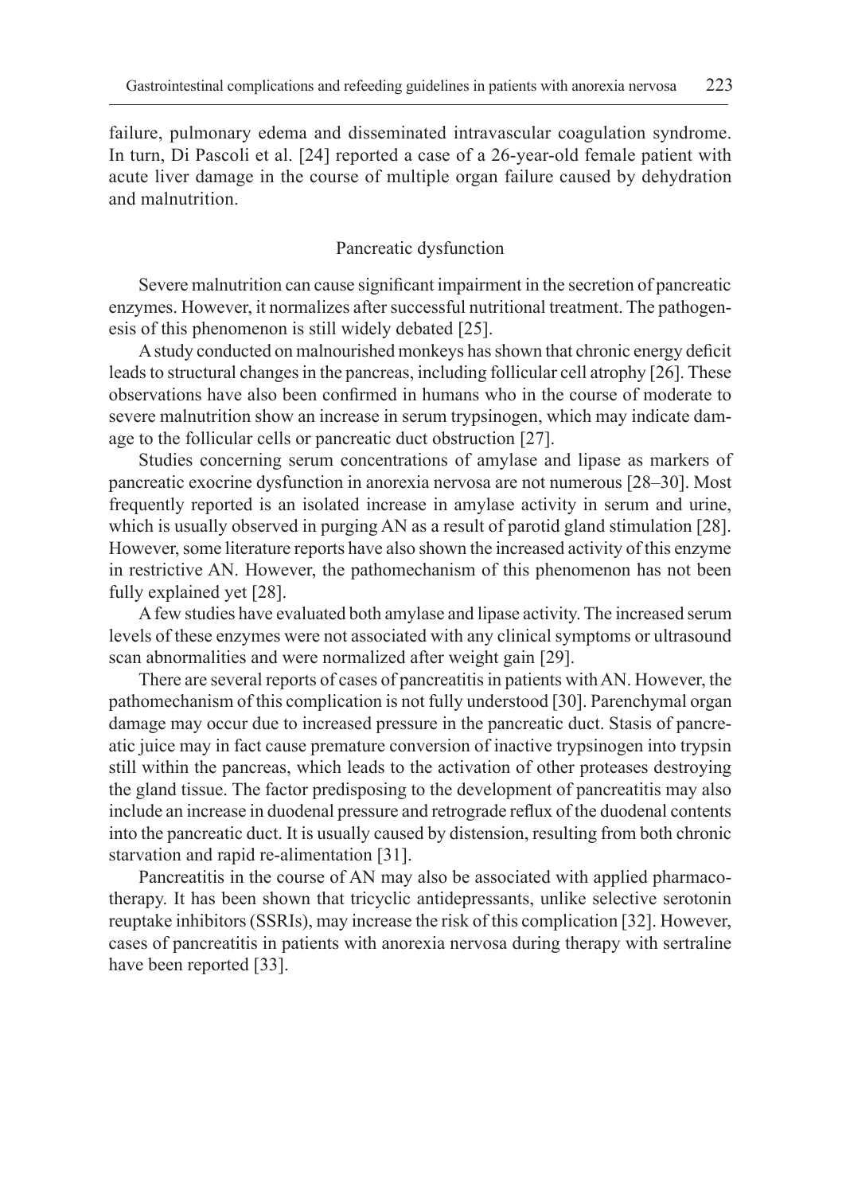failure, pulmonary edema and disseminated intravascular coagulation syndrome. In turn, Di Pascoli et al. [24] reported a case of a 26-year-old female patient with acute liver damage in the course of multiple organ failure caused by dehydration and malnutrition.

## Pancreatic dysfunction

Severe malnutrition can cause significant impairment in the secretion of pancreatic enzymes. However, it normalizes after successful nutritional treatment. The pathogenesis of this phenomenon is still widely debated [25].

A study conducted on malnourished monkeys has shown that chronic energy deficit leads to structural changes in the pancreas, including follicular cell atrophy [26]. These observations have also been confirmed in humans who in the course of moderate to severe malnutrition show an increase in serum trypsinogen, which may indicate damage to the follicular cells or pancreatic duct obstruction [27].

Studies concerning serum concentrations of amylase and lipase as markers of pancreatic exocrine dysfunction in anorexia nervosa are not numerous [28–30]. Most frequently reported is an isolated increase in amylase activity in serum and urine, which is usually observed in purging AN as a result of parotid gland stimulation [28]. However, some literature reports have also shown the increased activity of this enzyme in restrictive AN. However, the pathomechanism of this phenomenon has not been fully explained yet [28].

A few studies have evaluated both amylase and lipase activity. The increased serum levels of these enzymes were not associated with any clinical symptoms or ultrasound scan abnormalities and were normalized after weight gain [29].

There are several reports of cases of pancreatitis in patients with AN. However, the pathomechanism of this complication is not fully understood [30]. Parenchymal organ damage may occur due to increased pressure in the pancreatic duct. Stasis of pancreatic juice may in fact cause premature conversion of inactive trypsinogen into trypsin still within the pancreas, which leads to the activation of other proteases destroying the gland tissue. The factor predisposing to the development of pancreatitis may also include an increase in duodenal pressure and retrograde reflux of the duodenal contents into the pancreatic duct. It is usually caused by distension, resulting from both chronic starvation and rapid re-alimentation [31].

Pancreatitis in the course of AN may also be associated with applied pharmacotherapy. It has been shown that tricyclic antidepressants, unlike selective serotonin reuptake inhibitors (SSRIs), may increase the risk of this complication [32]. However, cases of pancreatitis in patients with anorexia nervosa during therapy with sertraline have been reported [33].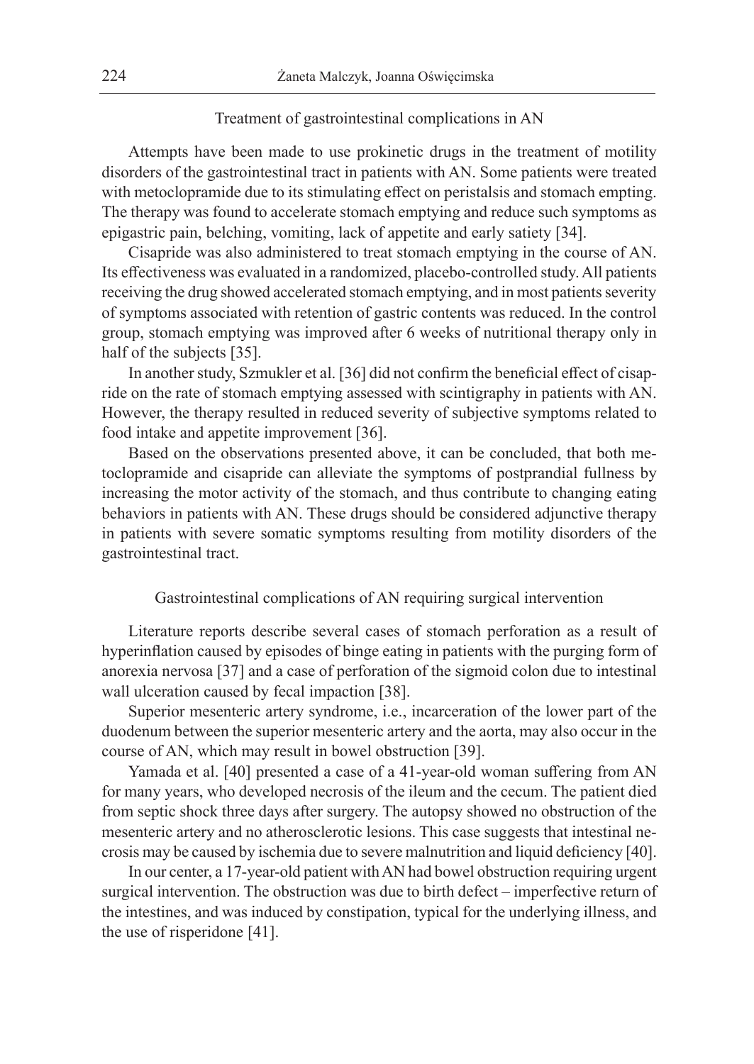## Treatment of gastrointestinal complications in AN

Attempts have been made to use prokinetic drugs in the treatment of motility disorders of the gastrointestinal tract in patients with AN. Some patients were treated with metoclopramide due to its stimulating effect on peristalsis and stomach empting. The therapy was found to accelerate stomach emptying and reduce such symptoms as epigastric pain, belching, vomiting, lack of appetite and early satiety [34].

Cisapride was also administered to treat stomach emptying in the course of AN. Its effectiveness was evaluated in a randomized, placebo-controlled study. All patients receiving the drug showed accelerated stomach emptying, and in most patients severity of symptoms associated with retention of gastric contents was reduced. In the control group, stomach emptying was improved after 6 weeks of nutritional therapy only in half of the subjects [35].

In another study, Szmukler et al. [36] did not confirm the beneficial effect of cisapride on the rate of stomach emptying assessed with scintigraphy in patients with AN. However, the therapy resulted in reduced severity of subjective symptoms related to food intake and appetite improvement [36].

Based on the observations presented above, it can be concluded, that both metoclopramide and cisapride can alleviate the symptoms of postprandial fullness by increasing the motor activity of the stomach, and thus contribute to changing eating behaviors in patients with AN. These drugs should be considered adjunctive therapy in patients with severe somatic symptoms resulting from motility disorders of the gastrointestinal tract.

## Gastrointestinal complications of AN requiring surgical intervention

Literature reports describe several cases of stomach perforation as a result of hyperinflation caused by episodes of binge eating in patients with the purging form of anorexia nervosa [37] and a case of perforation of the sigmoid colon due to intestinal wall ulceration caused by fecal impaction [38].

Superior mesenteric artery syndrome, i.e., incarceration of the lower part of the duodenum between the superior mesenteric artery and the aorta, may also occur in the course of AN, which may result in bowel obstruction [39].

Yamada et al. [40] presented a case of a 41-year-old woman suffering from AN for many years, who developed necrosis of the ileum and the cecum. The patient died from septic shock three days after surgery. The autopsy showed no obstruction of the mesenteric artery and no atherosclerotic lesions. This case suggests that intestinal necrosis may be caused by ischemia due to severe malnutrition and liquid deficiency [40].

In our center, a 17-year-old patient with AN had bowel obstruction requiring urgent surgical intervention. The obstruction was due to birth defect – imperfective return of the intestines, and was induced by constipation, typical for the underlying illness, and the use of risperidone [41].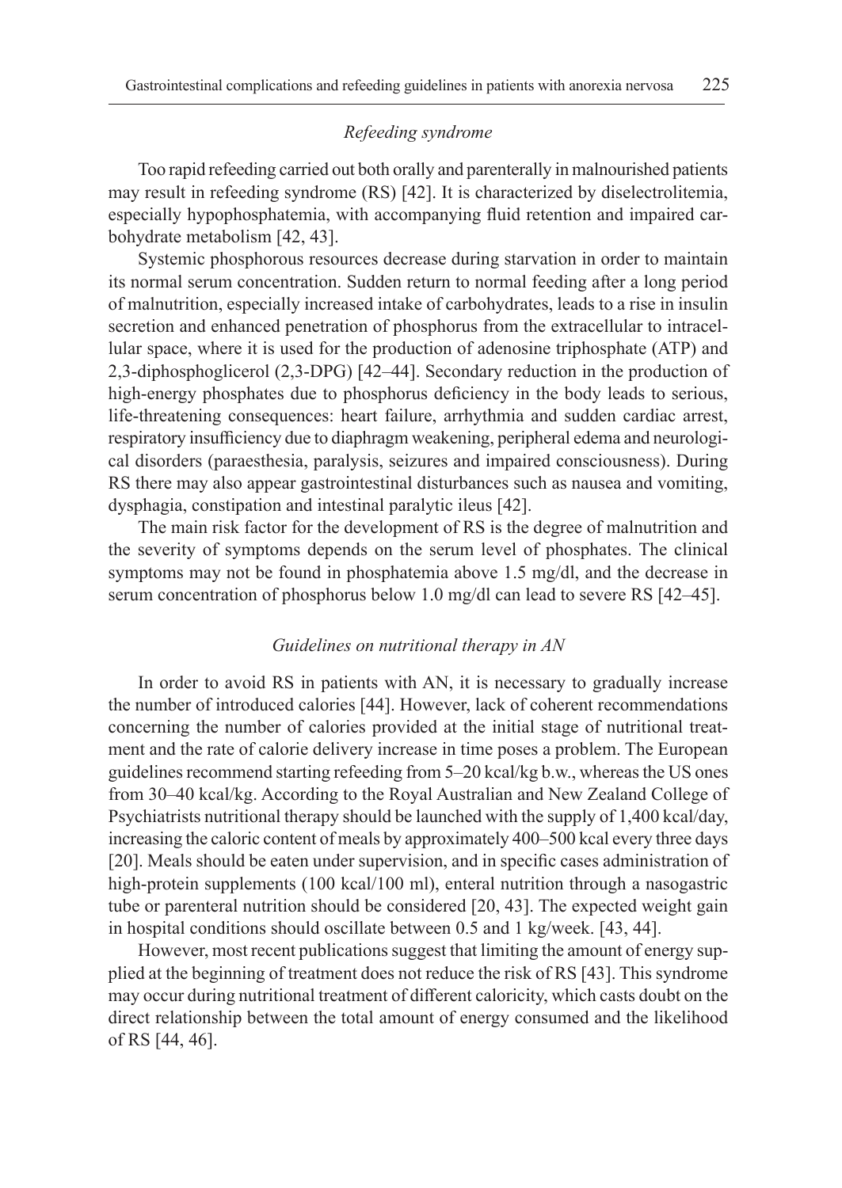### *Refeeding syndrome*

Too rapid refeeding carried out both orally and parenterally in malnourished patients may result in refeeding syndrome (RS) [42]. It is characterized by diselectrolitemia, especially hypophosphatemia, with accompanying fluid retention and impaired carbohydrate metabolism [42, 43].

Systemic phosphorous resources decrease during starvation in order to maintain its normal serum concentration. Sudden return to normal feeding after a long period of malnutrition, especially increased intake of carbohydrates, leads to a rise in insulin secretion and enhanced penetration of phosphorus from the extracellular to intracellular space, where it is used for the production of adenosine triphosphate (ATP) and 2,3-diphosphoglicerol (2,3-DPG) [42–44]. Secondary reduction in the production of high-energy phosphates due to phosphorus deficiency in the body leads to serious, life-threatening consequences: heart failure, arrhythmia and sudden cardiac arrest, respiratory insufficiency due to diaphragm weakening, peripheral edema and neurological disorders (paraesthesia, paralysis, seizures and impaired consciousness). During RS there may also appear gastrointestinal disturbances such as nausea and vomiting, dysphagia, constipation and intestinal paralytic ileus [42].

The main risk factor for the development of RS is the degree of malnutrition and the severity of symptoms depends on the serum level of phosphates. The clinical symptoms may not be found in phosphatemia above 1.5 mg/dl, and the decrease in serum concentration of phosphorus below 1.0 mg/dl can lead to severe RS [42–45].

### *Guidelines on nutritional therapy in AN*

In order to avoid RS in patients with AN, it is necessary to gradually increase the number of introduced calories [44]. However, lack of coherent recommendations concerning the number of calories provided at the initial stage of nutritional treatment and the rate of calorie delivery increase in time poses a problem. The European guidelines recommend starting refeeding from 5–20 kcal/kg b.w., whereas the US ones from 30–40 kcal/kg. According to the Royal Australian and New Zealand College of Psychiatrists nutritional therapy should be launched with the supply of 1,400 kcal/day, increasing the caloric content of meals by approximately 400–500 kcal every three days [20]. Meals should be eaten under supervision, and in specific cases administration of high-protein supplements (100 kcal/100 ml), enteral nutrition through a nasogastric tube or parenteral nutrition should be considered [20, 43]. The expected weight gain in hospital conditions should oscillate between 0.5 and 1 kg/week. [43, 44].

However, most recent publications suggest that limiting the amount of energy supplied at the beginning of treatment does not reduce the risk of RS [43]. This syndrome may occur during nutritional treatment of different caloricity, which casts doubt on the direct relationship between the total amount of energy consumed and the likelihood of RS [44, 46].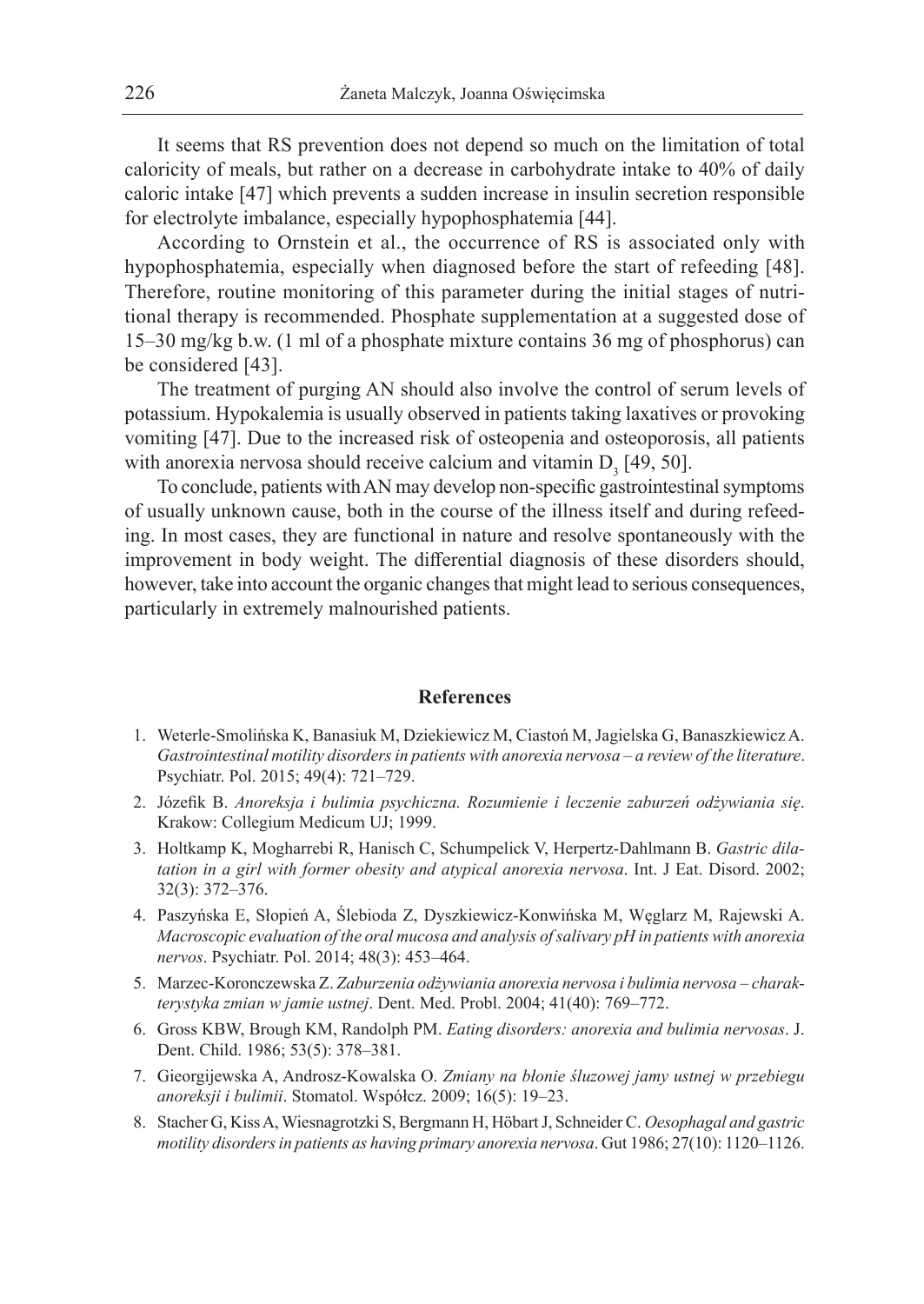It seems that RS prevention does not depend so much on the limitation of total caloricity of meals, but rather on a decrease in carbohydrate intake to 40% of daily caloric intake [47] which prevents a sudden increase in insulin secretion responsible for electrolyte imbalance, especially hypophosphatemia [44].

According to Ornstein et al., the occurrence of RS is associated only with hypophosphatemia, especially when diagnosed before the start of refeeding [48]. Therefore, routine monitoring of this parameter during the initial stages of nutritional therapy is recommended. Phosphate supplementation at a suggested dose of 15–30 mg/kg b.w. (1 ml of a phosphate mixture contains 36 mg of phosphorus) can be considered [43].

The treatment of purging AN should also involve the control of serum levels of potassium. Hypokalemia is usually observed in patients taking laxatives or provoking vomiting [47]. Due to the increased risk of osteopenia and osteoporosis, all patients with anorexia nervosa should receive calcium and vitamin $D_3$ [49, 50].

To conclude, patients with AN may develop non-specific gastrointestinal symptoms of usually unknown cause, both in the course of the illness itself and during refeeding. In most cases, they are functional in nature and resolve spontaneously with the improvement in body weight. The differential diagnosis of these disorders should, however, take into account the organic changes that might lead to serious consequences, particularly in extremely malnourished patients.

## References

1. Weterle-Smolińska K, Banasiuk M, Dziekiewicz M, Ciastoń M, Jagielska G, Banaszkiewicz A. *Gastrointestinal motility disorders in patients with anorexia nervosa – a review of the literature*. Psychiatr. Pol. 2015; 49(4): 721–729.
2. Józefik B. *Anoreksja i bulimia psychiczna. Rozumienie i leczenie zaburzeń odżywiania się*. Krakow: Collegium Medicum UJ; 1999.
3. Holtkamp K, Mogharrebi R, Hanisch C, Schumpelick V, Herpertz-Dahlmann B. *Gastric dilatation in a girl with former obesity and atypical anorexia nervosa*. Int. J Eat. Disord. 2002; 32(3): 372–376.
4. Paszyńska E, Słopień A, Ślebioda Z, Dyszkiewicz-Konwińska M, Węglarz M, Rajewski A. *Macroscopic evaluation of the oral mucosa and analysis of salivary pH in patients with anorexia nervos*. Psychiatr. Pol. 2014; 48(3): 453–464.
5. Marzec-Koronczewska Z. *Zaburzenia odżywiania anorexia nervosa i bulimia nervosa – charakterystyka zmian w jamie ustnej*. Dent. Med. Probl. 2004; 41(40): 769–772.
6. Gross KBW, Brough KM, Randolph PM. *Eating disorders: anorexia and bulimia nervosas*. J. Dent. Child. 1986; 53(5): 378–381.
7. Gieorgijewska A, Androsz-Kowalska O. *Zmiany na błonie śluzowej jamy ustnej w przebiegu anoreksji i bulimii*. Stomatol. Współcz. 2009; 16(5): 19–23.
8. Stacher G, Kiss A, Wiesnagrotzki S, Bergmann H, Höbart J, Schneider C. *Oesophagal and gastric motility disorders in patients as having primary anorexia nervosa*. Gut 1986; 27(10): 1120–1126.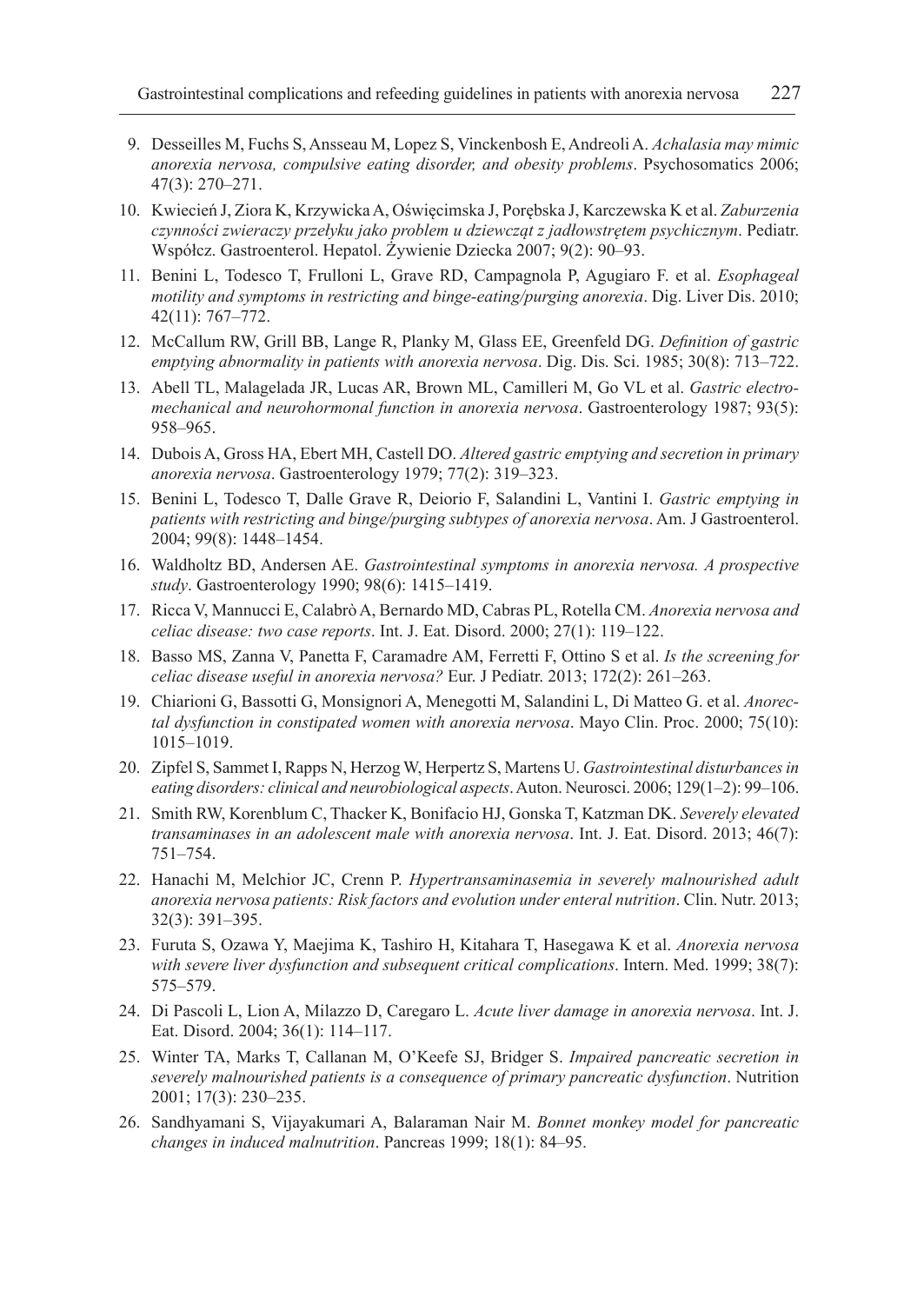9. Desseilles M, Fuchs S, Ansseau M, Lopez S, Vinckenbosh E, Andreoli A. *Achalasia may mimic anorexia nervosa, compulsive eating disorder, and obesity problems*. Psychosomatics 2006; 47(3): 270–271.

10. Kwiecień J, Ziora K, Krzywicka A, Oświęcimska J, Porębska J, Karczewska K et al. *Zaburzenia czynności zwieraczy przełyku jako problem u dziewcząt z jadłowstrętem psychicznym*. Pediatr. Współcz. Gastroenterol. Hepatol. Żywienie Dziecka 2007; 9(2): 90–93.

11. Benini L, Todesco T, Frulloni L, Grave RD, Campagnola P, Agugiaro F. et al. *Esophageal motility and symptoms in restricting and binge-eating/purging anorexia*. Dig. Liver Dis. 2010; 42(11): 767–772.

12. McCallum RW, Grill BB, Lange R, Planky M, Glass EE, Greenfeld DG. *Definition of gastric emptying abnormality in patients with anorexia nervosa*. Dig. Dis. Sci. 1985; 30(8): 713–722.

13. Abell TL, Malagelada JR, Lucas AR, Brown ML, Camilleri M, Go VL et al. *Gastric electromechanical and neurohormonal function in anorexia nervosa*. Gastroenterology 1987; 93(5): 958–965.

14. Dubois A, Gross HA, Ebert MH, Castell DO. *Altered gastric emptying and secretion in primary anorexia nervosa*. Gastroenterology 1979; 77(2): 319–323.

15. Benini L, Todesco T, Dalle Grave R, Deiorio F, Salandini L, Vantini I. *Gastric emptying in patients with restricting and binge/purging subtypes of anorexia nervosa*. Am. J Gastroenterol. 2004; 99(8): 1448–1454.

16. Waldholtz BD, Andersen AE. *Gastrointestinal symptoms in anorexia nervosa. A prospective study*. Gastroenterology 1990; 98(6): 1415–1419.

17. Ricca V, Mannucci E, Calabrò A, Bernardo MD, Cabras PL, Rotella CM. *Anorexia nervosa and celiac disease: two case reports*. Int. J. Eat. Disord. 2000; 27(1): 119–122.

18. Basso MS, Zanna V, Panetta F, Caramadre AM, Ferretti F, Ottino S et al. *Is the screening for celiac disease useful in anorexia nervosa?* Eur. J Pediatr. 2013; 172(2): 261–263.

19. Chiarioni G, Bassotti G, Monsignori A, Menegotti M, Salandini L, Di Matteo G. et al. *Anorectal dysfunction in constipated women with anorexia nervosa*. Mayo Clin. Proc. 2000; 75(10): 1015–1019.

20. Zipfel S, Sammet I, Rapps N, Herzog W, Herpertz S, Martens U. *Gastrointestinal disturbances in eating disorders: clinical and neurobiological aspects*. Auton. Neurosci. 2006; 129(1–2): 99–106.

21. Smith RW, Korenblum C, Thacker K, Bonifacio HJ, Gonska T, Katzman DK. *Severely elevated transaminases in an adolescent male with anorexia nervosa*. Int. J. Eat. Disord. 2013; 46(7): 751–754.

22. Hanachi M, Melchior JC, Crenn P. *Hypertransaminasemia in severely malnourished adult anorexia nervosa patients: Risk factors and evolution under enteral nutrition*. Clin. Nutr. 2013; 32(3): 391–395.

23. Furuta S, Ozawa Y, Maejima K, Tashiro H, Kitahara T, Hasegawa K et al. *Anorexia nervosa with severe liver dysfunction and subsequent critical complications*. Intern. Med. 1999; 38(7): 575–579.

24. Di Pascoli L, Lion A, Milazzo D, Caregaro L. *Acute liver damage in anorexia nervosa*. Int. J. Eat. Disord. 2004; 36(1): 114–117.

25. Winter TA, Marks T, Callanan M, O'Keefe SJ, Bridger S. *Impaired pancreatic secretion in severely malnourished patients is a consequence of primary pancreatic dysfunction*. Nutrition 2001; 17(3): 230–235.

26. Sandhyamani S, Vijayakumari A, Balaraman Nair M. *Bonnet monkey model for pancreatic changes in induced malnutrition*. Pancreas 1999; 18(1): 84–95.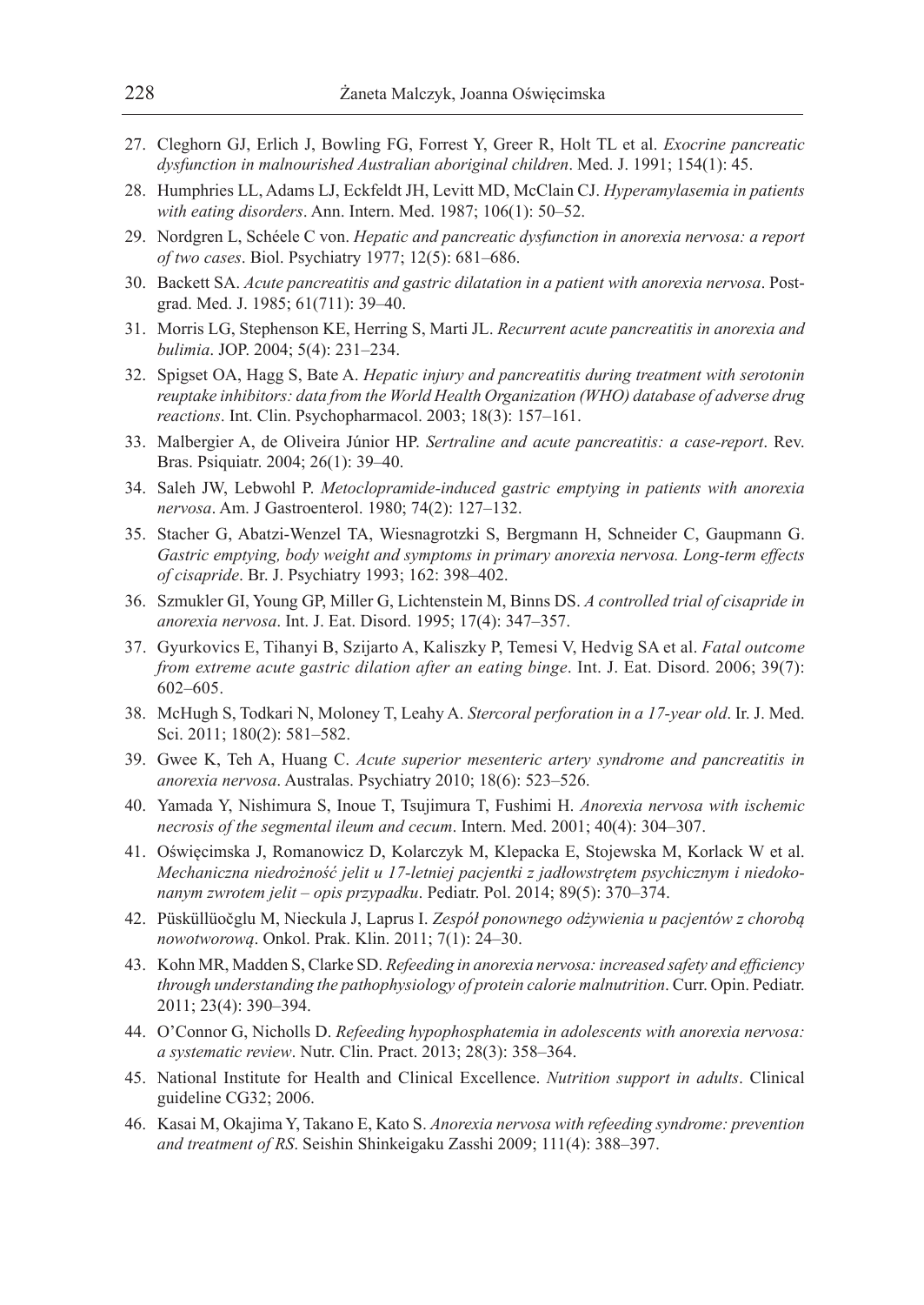27. Cleghorn GJ, Erlich J, Bowling FG, Forrest Y, Greer R, Holt TL et al. *Exocrine pancreatic dysfunction in malnourished Australian aboriginal children*. Med. J. 1991; 154(1): 45.
28. Humphries LL, Adams LJ, Eckfeldt JH, Levitt MD, McClain CJ. *Hyperamylasemia in patients with eating disorders*. Ann. Intern. Med. 1987; 106(1): 50–52.
29. Nordgren L, Schéele C von. *Hepatic and pancreatic dysfunction in anorexia nervosa: a report of two cases*. Biol. Psychiatry 1977; 12(5): 681–686.
30. Backett SA. *Acute pancreatitis and gastric dilatation in a patient with anorexia nervosa*. Postgrad. Med. J. 1985; 61(711): 39–40.
31. Morris LG, Stephenson KE, Herring S, Marti JL. *Recurrent acute pancreatitis in anorexia and bulimia*. JOP. 2004; 5(4): 231–234.
32. Spigset OA, Hagg S, Bate A. *Hepatic injury and pancreatitis during treatment with serotonin reuptake inhibitors: data from the World Health Organization (WHO) database of adverse drug reactions*. Int. Clin. Psychopharmacol. 2003; 18(3): 157–161.
33. Malbergier A, de Oliveira Júnior HP. *Sertraline and acute pancreatitis: a case-report*. Rev. Bras. Psiquiatr. 2004; 26(1): 39–40.
34. Saleh JW, Lebwohl P. *Metoclopramide-induced gastric emptying in patients with anorexia nervosa*. Am. J Gastroenterol. 1980; 74(2): 127–132.
35. Stacher G, Abatzi-Wenzel TA, Wiesnagrotzki S, Bergmann H, Schneider C, Gaupmann G. *Gastric emptying, body weight and symptoms in primary anorexia nervosa. Long-term effects of cisapride*. Br. J. Psychiatry 1993; 162: 398–402.
36. Szmukler GI, Young GP, Miller G, Lichtenstein M, Binns DS. *A controlled trial of cisapride in anorexia nervosa*. Int. J. Eat. Disord. 1995; 17(4): 347–357.
37. Gyurkovics E, Tihanyi B, Szijarto A, Kaliszky P, Temesi V, Hedvig SA et al. *Fatal outcome from extreme acute gastric dilation after an eating binge*. Int. J. Eat. Disord. 2006; 39(7): 602–605.
38. McHugh S, Todkari N, Moloney T, Leahy A. *Stercoral perforation in a 17-year old*. Ir. J. Med. Sci. 2011; 180(2): 581–582.
39. Gwee K, Teh A, Huang C. *Acute superior mesenteric artery syndrome and pancreatitis in anorexia nervosa*. Australas. Psychiatry 2010; 18(6): 523–526.
40. Yamada Y, Nishimura S, Inoue T, Tsujimura T, Fushimi H. *Anorexia nervosa with ischemic necrosis of the segmental ileum and cecum*. Intern. Med. 2001; 40(4): 304–307.
41. Oświęcimska J, Romanowicz D, Kolarczyk M, Klepacka E, Stojewska M, Korlack W et al. *Mechaniczna niedrożność jelit u 17-letniej pacjentki z jadłowstrętem psychicznym i niedokonanym zwrotem jelit – opis przypadku*. Pediatr. Pol. 2014; 89(5): 370–374.
42. Püsküllüočglu M, Nieckula J, Laprus I. *Zespół ponownego odżywienia u pacjentów z chorobą nowotworową*. Onkol. Prak. Klin. 2011; 7(1): 24–30.
43. Kohn MR, Madden S, Clarke SD. *Refeeding in anorexia nervosa: increased safety and efficiency through understanding the pathophysiology of protein calorie malnutrition*. Curr. Opin. Pediatr. 2011; 23(4): 390–394.
44. O'Connor G, Nicholls D. *Refeeding hypophosphatemia in adolescents with anorexia nervosa: a systematic review*. Nutr. Clin. Pract. 2013; 28(3): 358–364.
45. National Institute for Health and Clinical Excellence. *Nutrition support in adults*. Clinical guideline CG32; 2006.
46. Kasai M, Okajima Y, Takano E, Kato S. *Anorexia nervosa with refeeding syndrome: prevention and treatment of RS*. Seishin Shinkeigaku Zasshi 2009; 111(4): 388–397.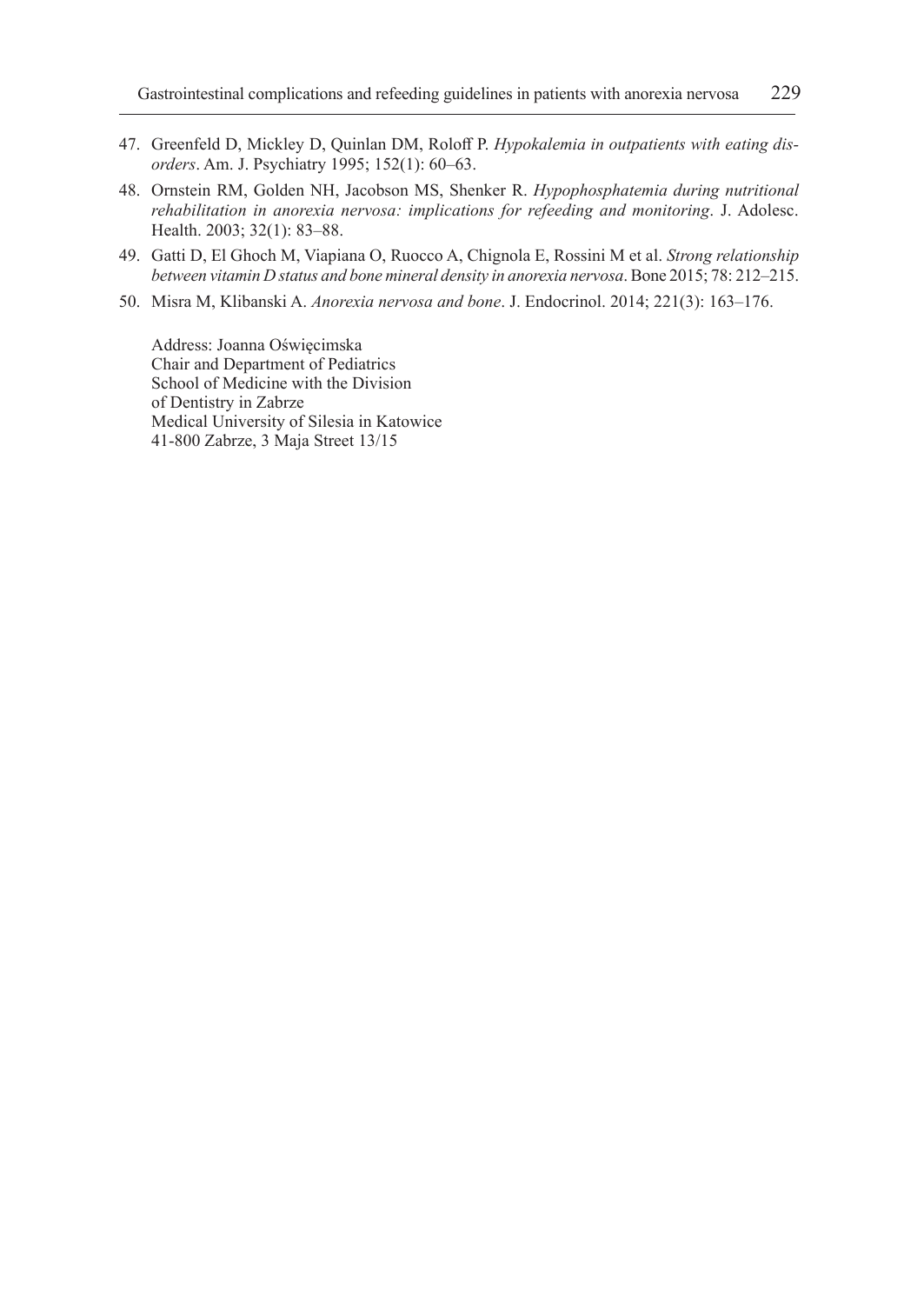47. Greenfeld D, Mickley D, Quinlan DM, Roloff P. *Hypokalemia in outpatients with eating disorders*. Am. J. Psychiatry 1995; 152(1): 60–63.
48. Ornstein RM, Golden NH, Jacobson MS, Shenker R. *Hypophosphatemia during nutritional rehabilitation in anorexia nervosa: implications for refeeding and monitoring*. J. Adolesc. Health. 2003; 32(1): 83–88.
49. Gatti D, El Ghoch M, Viapiana O, Ruocco A, Chignola E, Rossini M et al. *Strong relationship between vitamin D status and bone mineral density in anorexia nervosa*. Bone 2015; 78: 212–215.
50. Misra M, Klibanski A. *Anorexia nervosa and bone*. J. Endocrinol. 2014; 221(3): 163–176.

Address: Joanna Oświęcimska
Chair and Department of Pediatrics
School of Medicine with the Division
of Dentistry in Zabrze
Medical University of Silesia in Katowice
41-800 Zabrze, 3 Maja Street 13/15